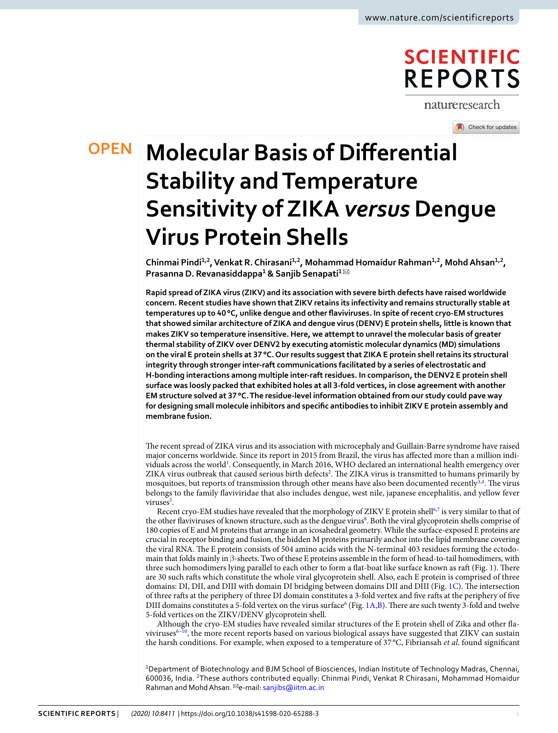OPEN

# Molecular Basis of Differential Stability and Temperature Sensitivity of ZIKA *versus* Dengue Virus Protein Shells

**Chinmai Pindi[1,2], Venkat R. Chirasani[1,2], Mohammad Homaidur Rahman[1,2], Mohd Ahsan[1,2], Prasanna D. Revanasiddappa[1] & Sanjib Senapati[1]✉**

**Rapid spread of ZIKA virus (ZIKV) and its association with severe birth defects have raised worldwide concern. Recent studies have shown that ZIKV retains its infectivity and remains structurally stable at temperatures up to 40 °C, unlike dengue and other flaviviruses. In spite of recent cryo-EM structures that showed similar architecture of ZIKA and dengue virus (DENV) E protein shells, little is known that makes ZIKV so temperature insensitive. Here, we attempt to unravel the molecular basis of greater thermal stability of ZIKV over DENV2 by executing atomistic molecular dynamics (MD) simulations on the viral E protein shells at 37 °C. Our results suggest that ZIKA E protein shell retains its structural integrity through stronger inter-raft communications facilitated by a series of electrostatic and H-bonding interactions among multiple inter-raft residues. In comparison, the DENV2 E protein shell surface was loosely packed that exhibited holes at all 3-fold vertices, in close agreement with another EM structure solved at 37 °C. The residue-level information obtained from our study could pave way for designing small molecule inhibitors and specific antibodies to inhibit ZIKV E protein assembly and membrane fusion.**

The recent spread of ZIKA virus and its association with microcephaly and Guillain-Barre syndrome have raised major concerns worldwide. Since its report in 2015 from Brazil, the virus has affected more than a million individuals across the world[1]. Consequently, in March 2016, WHO declared an international health emergency over ZIKA virus outbreak that caused serious birth defects[2]. The ZIKA virus is transmitted to humans primarily by mosquitoes, but reports of transmission through other means have also been documented recently[3,4]. The virus belongs to the family flaviviridae that also includes dengue, west nile, japanese encephalitis, and yellow fever viruses[5].

Recent cryo-EM studies have revealed that the morphology of ZIKV E protein shell[6,7] is very similar to that of the other flaviviruses of known structure, such as the dengue virus[8]. Both the viral glycoprotein shells comprise of 180 copies of E and M proteins that arrange in an icosahedral geometry. While the surface-exposed E proteins are crucial in receptor binding and fusion, the hidden M proteins primarily anchor into the lipid membrane covering the viral RNA. The E protein consists of 504 amino acids with the N-terminal 403 residues forming the ectodomain that folds mainly in β-sheets. Two of these E proteins assemble in the form of head-to-tail homodimers, with three such homodimers lying parallel to each other to form a flat-boat like surface known as raft (Fig. 1). There are 30 such rafts which constitute the whole viral glycoprotein shell. Also, each E protein is comprised of three domains: DI, DII, and DIII with domain DI bridging between domains DII and DIII (Fig. 1C). The intersection of three rafts at the periphery of three DI domain constitutes a 3-fold vertex and five rafts at the periphery of five DIII domains constitutes a 5-fold vertex on the virus surface[6] (Fig. 1A,B). There are such twenty 3-fold and twelve 5-fold vertices on the ZIKV/DENV glycoprotein shell.

Although the cryo-EM studies have revealed similar structures of the E protein shell of Zika and other flaviviruses[6–10], the more recent reports based on various biological assays have suggested that ZIKV can sustain the harsh conditions. For example, when exposed to a temperature of 37 °C, Fibriansah *et al.* found significant

[1]Department of Biotechnology and BJM School of Biosciences, Indian Institute of Technology Madras, Chennai, 600036, India. [2]These authors contributed equally: Chinmai Pindi, Venkat R Chirasani, Mohammad Homaidur Rahman and Mohd Ahsan. ✉e-mail: sanjibs@iitm.ac.in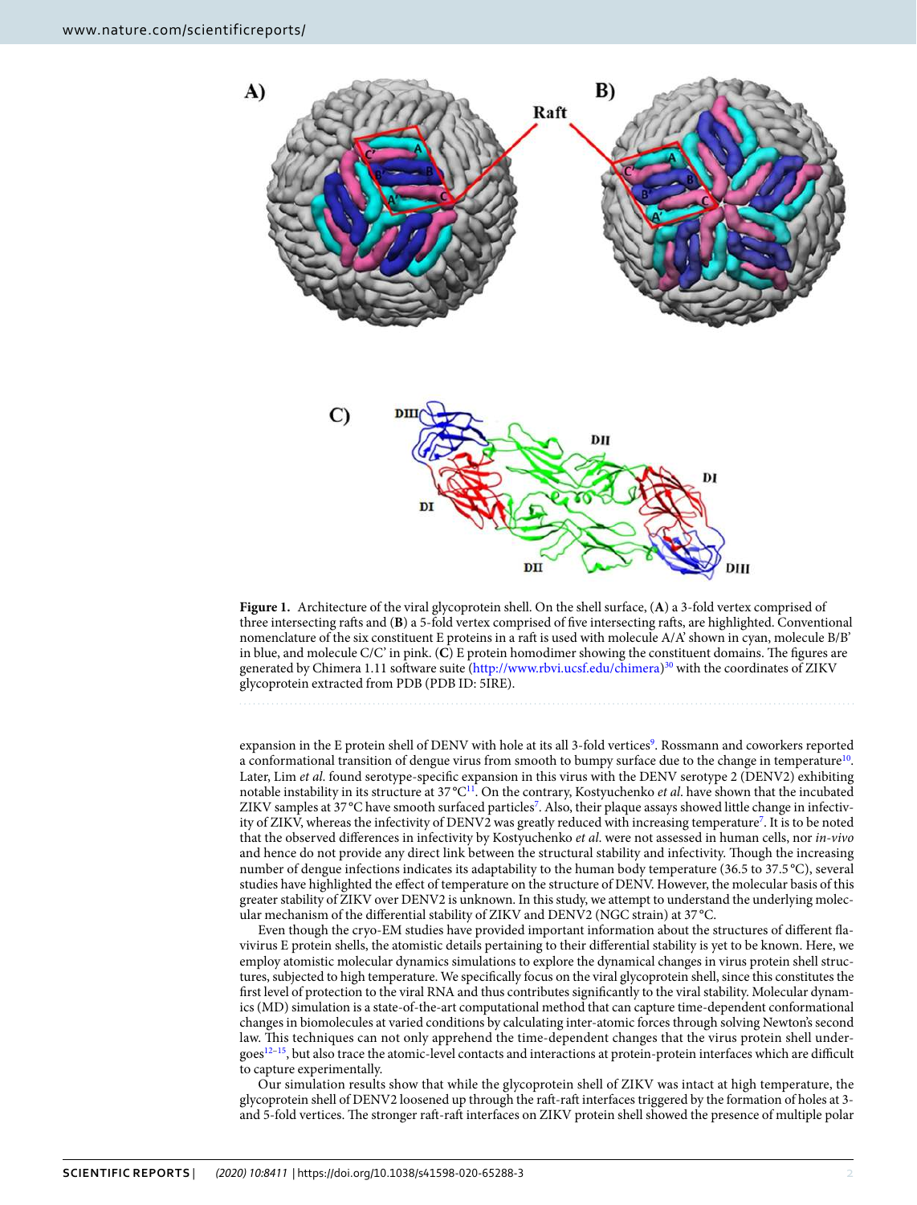**Figure 1.** Architecture of the viral glycoprotein shell. On the shell surface, (**A**) a 3-fold vertex comprised of three intersecting rafts and (**B**) a 5-fold vertex comprised of five intersecting rafts, are highlighted. Conventional nomenclature of the six constituent E proteins in a raft is used with molecule A/A' shown in cyan, molecule B/B' in blue, and molecule C/C' in pink. (**C**) E protein homodimer showing the constituent domains. The figures are generated by Chimera 1.11 software suite (http://www.rbvi.ucsf.edu/chimera)[30] with the coordinates of ZIKV glycoprotein extracted from PDB (PDB ID: 5IRE).

expansion in the E protein shell of DENV with hole at its all 3-fold vertices[9]. Rossmann and coworkers reported a conformational transition of dengue virus from smooth to bumpy surface due to the change in temperature[10]. Later, Lim *et al*. found serotype-specific expansion in this virus with the DENV serotype 2 (DENV2) exhibiting notable instability in its structure at 37 °C[11]. On the contrary, Kostyuchenko *et al*. have shown that the incubated ZIKV samples at 37 °C have smooth surfaced particles[7]. Also, their plaque assays showed little change in infectivity of ZIKV, whereas the infectivity of DENV2 was greatly reduced with increasing temperature[7]. It is to be noted that the observed differences in infectivity by Kostyuchenko *et al*. were not assessed in human cells, nor *in-vivo* and hence do not provide any direct link between the structural stability and infectivity. Though the increasing number of dengue infections indicates its adaptability to the human body temperature (36.5 to 37.5 °C), several studies have highlighted the effect of temperature on the structure of DENV. However, the molecular basis of this greater stability of ZIKV over DENV2 is unknown. In this study, we attempt to understand the underlying molecular mechanism of the differential stability of ZIKV and DENV2 (NGC strain) at 37 °C.

Even though the cryo-EM studies have provided important information about the structures of different flavivirus E protein shells, the atomistic details pertaining to their differential stability is yet to be known. Here, we employ atomistic molecular dynamics simulations to explore the dynamical changes in virus protein shell structures, subjected to high temperature. We specifically focus on the viral glycoprotein shell, since this constitutes the first level of protection to the viral RNA and thus contributes significantly to the viral stability. Molecular dynamics (MD) simulation is a state-of-the-art computational method that can capture time-dependent conformational changes in biomolecules at varied conditions by calculating inter-atomic forces through solving Newton's second law. This techniques can not only apprehend the time-dependent changes that the virus protein shell undergoes[12–15], but also trace the atomic-level contacts and interactions at protein-protein interfaces which are difficult to capture experimentally.

Our simulation results show that while the glycoprotein shell of ZIKV was intact at high temperature, the glycoprotein shell of DENV2 loosened up through the raft-raft interfaces triggered by the formation of holes at 3- and 5-fold vertices. The stronger raft-raft interfaces on ZIKV protein shell showed the presence of multiple polar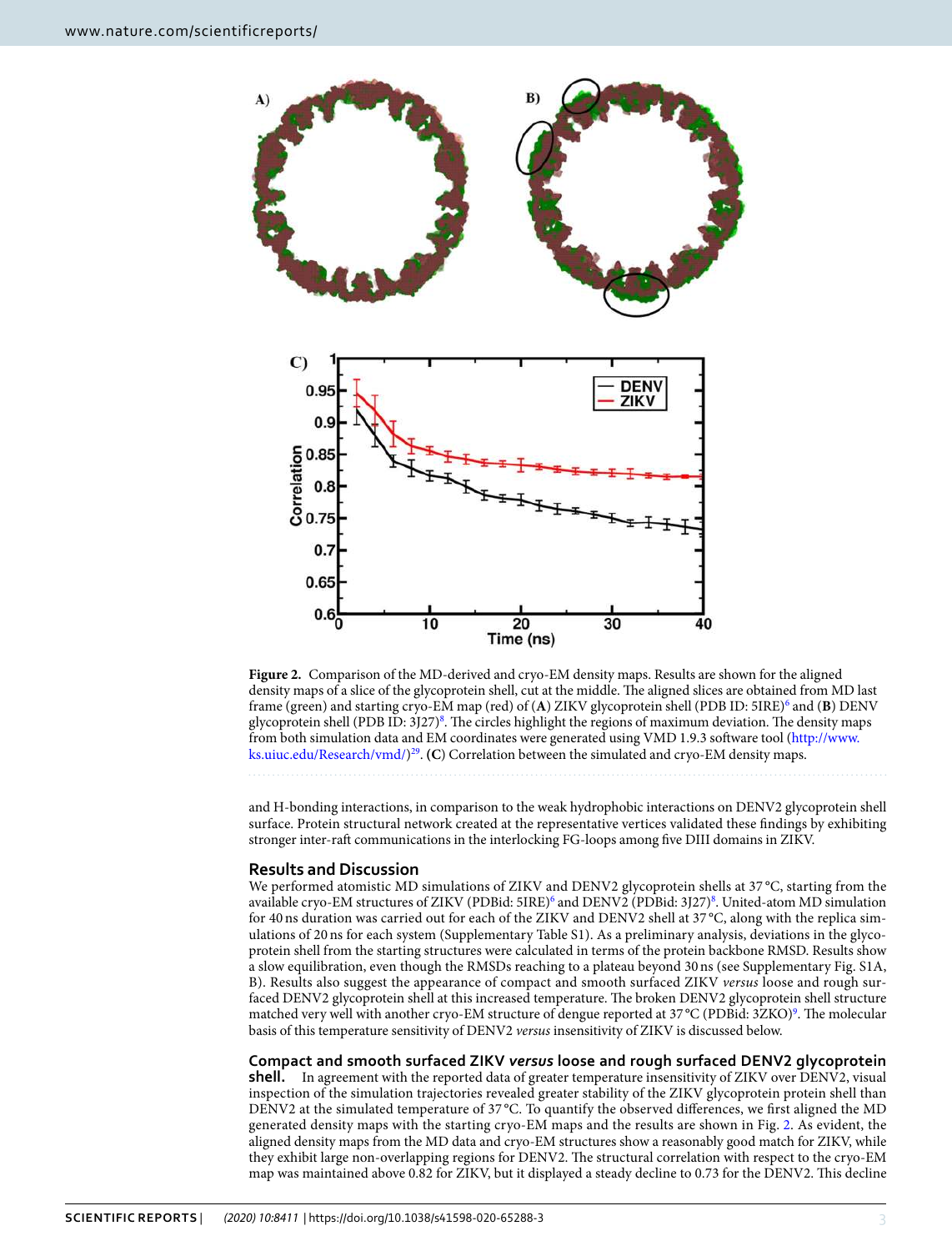**Figure 2.** Comparison of the MD-derived and cryo-EM density maps. Results are shown for the aligned density maps of a slice of the glycoprotein shell, cut at the middle. The aligned slices are obtained from MD last frame (green) and starting cryo-EM map (red) of (**A**) ZIKV glycoprotein shell (PDB ID: 5IRE)[6] and (**B**) DENV glycoprotein shell (PDB ID: 3J27)[8]. The circles highlight the regions of maximum deviation. The density maps from both simulation data and EM coordinates were generated using VMD 1.9.3 software tool (http://www.ks.uiuc.edu/Research/vmd/)[29]. (**C**) Correlation between the simulated and cryo-EM density maps.

and H-bonding interactions, in comparison to the weak hydrophobic interactions on DENV2 glycoprotein shell surface. Protein structural network created at the representative vertices validated these findings by exhibiting stronger inter-raft communications in the interlocking FG-loops among five DIII domains in ZIKV.

## Results and Discussion

We performed atomistic MD simulations of ZIKV and DENV2 glycoprotein shells at 37 °C, starting from the available cryo-EM structures of ZIKV (PDBid: 5IRE)[6] and DENV2 (PDBid: 3J27)[8]. United-atom MD simulation for 40 ns duration was carried out for each of the ZIKV and DENV2 shell at 37 °C, along with the replica simulations of 20 ns for each system (Supplementary Table S1). As a preliminary analysis, deviations in the glycoprotein shell from the starting structures were calculated in terms of the protein backbone RMSD. Results show a slow equilibration, even though the RMSDs reaching to a plateau beyond 30 ns (see Supplementary Fig. S1A, B). Results also suggest the appearance of compact and smooth surfaced ZIKV *versus* loose and rough surfaced DENV2 glycoprotein shell at this increased temperature. The broken DENV2 glycoprotein shell structure matched very well with another cryo-EM structure of dengue reported at 37 °C (PDBid: 3ZKO)[9]. The molecular basis of this temperature sensitivity of DENV2 *versus* insensitivity of ZIKV is discussed below.

### Compact and smooth surfaced ZIKV *versus* loose and rough surfaced DENV2 glycoprotein shell.

In agreement with the reported data of greater temperature insensitivity of ZIKV over DENV2, visual inspection of the simulation trajectories revealed greater stability of the ZIKV glycoprotein protein shell than DENV2 at the simulated temperature of 37 °C. To quantify the observed differences, we first aligned the MD generated density maps with the starting cryo-EM maps and the results are shown in Fig. 2. As evident, the aligned density maps from the MD data and cryo-EM structures show a reasonably good match for ZIKV, while they exhibit large non-overlapping regions for DENV2. The structural correlation with respect to the cryo-EM map was maintained above 0.82 for ZIKV, but it displayed a steady decline to 0.73 for the DENV2. This decline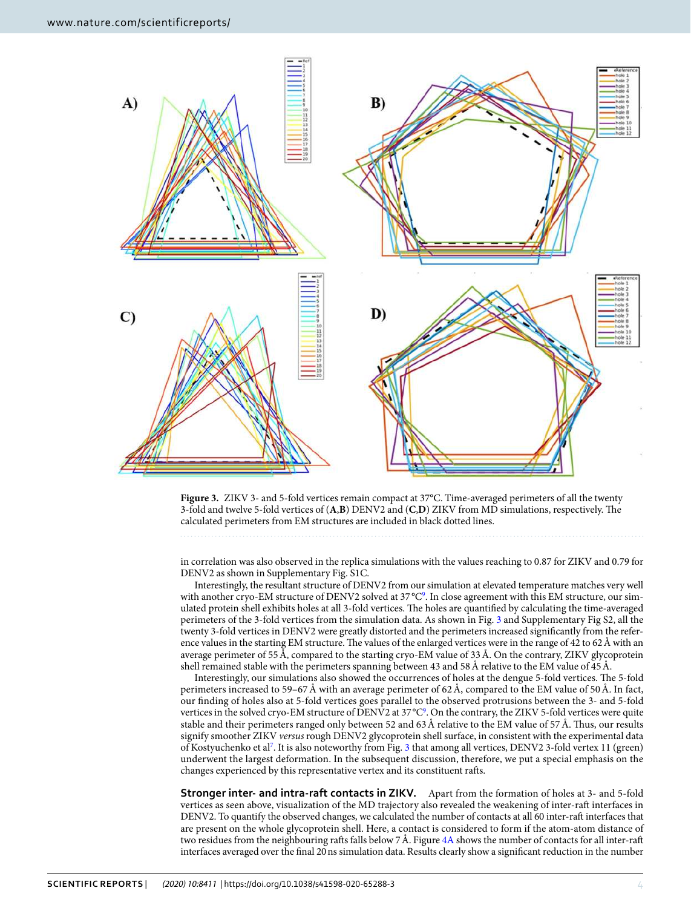**Figure 3.** ZIKV 3- and 5-fold vertices remain compact at 37°C. Time-averaged perimeters of all the twenty 3-fold and twelve 5-fold vertices of (**A**,**B**) DENV2 and (**C**,**D**) ZIKV from MD simulations, respectively. The calculated perimeters from EM structures are included in black dotted lines.

in correlation was also observed in the replica simulations with the values reaching to 0.87 for ZIKV and 0.79 for DENV2 as shown in Supplementary Fig. S1C.

Interestingly, the resultant structure of DENV2 from our simulation at elevated temperature matches very well with another cryo-EM structure of DENV2 solved at 37 °C[9]. In close agreement with this EM structure, our simulated protein shell exhibits holes at all 3-fold vertices. The holes are quantified by calculating the time-averaged perimeters of the 3-fold vertices from the simulation data. As shown in Fig. 3 and Supplementary Fig S2, all the twenty 3-fold vertices in DENV2 were greatly distorted and the perimeters increased significantly from the reference values in the starting EM structure. The values of the enlarged vertices were in the range of 42 to 62 Å with an average perimeter of 55 Å, compared to the starting cryo-EM value of 33 Å. On the contrary, ZIKV glycoprotein shell remained stable with the perimeters spanning between 43 and 58 Å relative to the EM value of 45 Å.

Interestingly, our simulations also showed the occurrences of holes at the dengue 5-fold vertices. The 5-fold perimeters increased to 59–67 Å with an average perimeter of 62 Å, compared to the EM value of 50 Å. In fact, our finding of holes also at 5-fold vertices goes parallel to the observed protrusions between the 3- and 5-fold vertices in the solved cryo-EM structure of DENV2 at 37 °C[9]. On the contrary, the ZIKV 5-fold vertices were quite stable and their perimeters ranged only between 52 and 63 Å relative to the EM value of 57 Å. Thus, our results signify smoother ZIKV *versus* rough DENV2 glycoprotein shell surface, in consistent with the experimental data of Kostyuchenko et al[7]. It is also noteworthy from Fig. 3 that among all vertices, DENV2 3-fold vertex 11 (green) underwent the largest deformation. In the subsequent discussion, therefore, we put a special emphasis on the changes experienced by this representative vertex and its constituent rafts.

**Stronger inter- and intra-raft contacts in ZIKV.** Apart from the formation of holes at 3- and 5-fold vertices as seen above, visualization of the MD trajectory also revealed the weakening of inter-raft interfaces in DENV2. To quantify the observed changes, we calculated the number of contacts at all 60 inter-raft interfaces that are present on the whole glycoprotein shell. Here, a contact is considered to form if the atom-atom distance of two residues from the neighbouring rafts falls below 7 Å. Figure 4A shows the number of contacts for all inter-raft interfaces averaged over the final 20 ns simulation data. Results clearly show a significant reduction in the number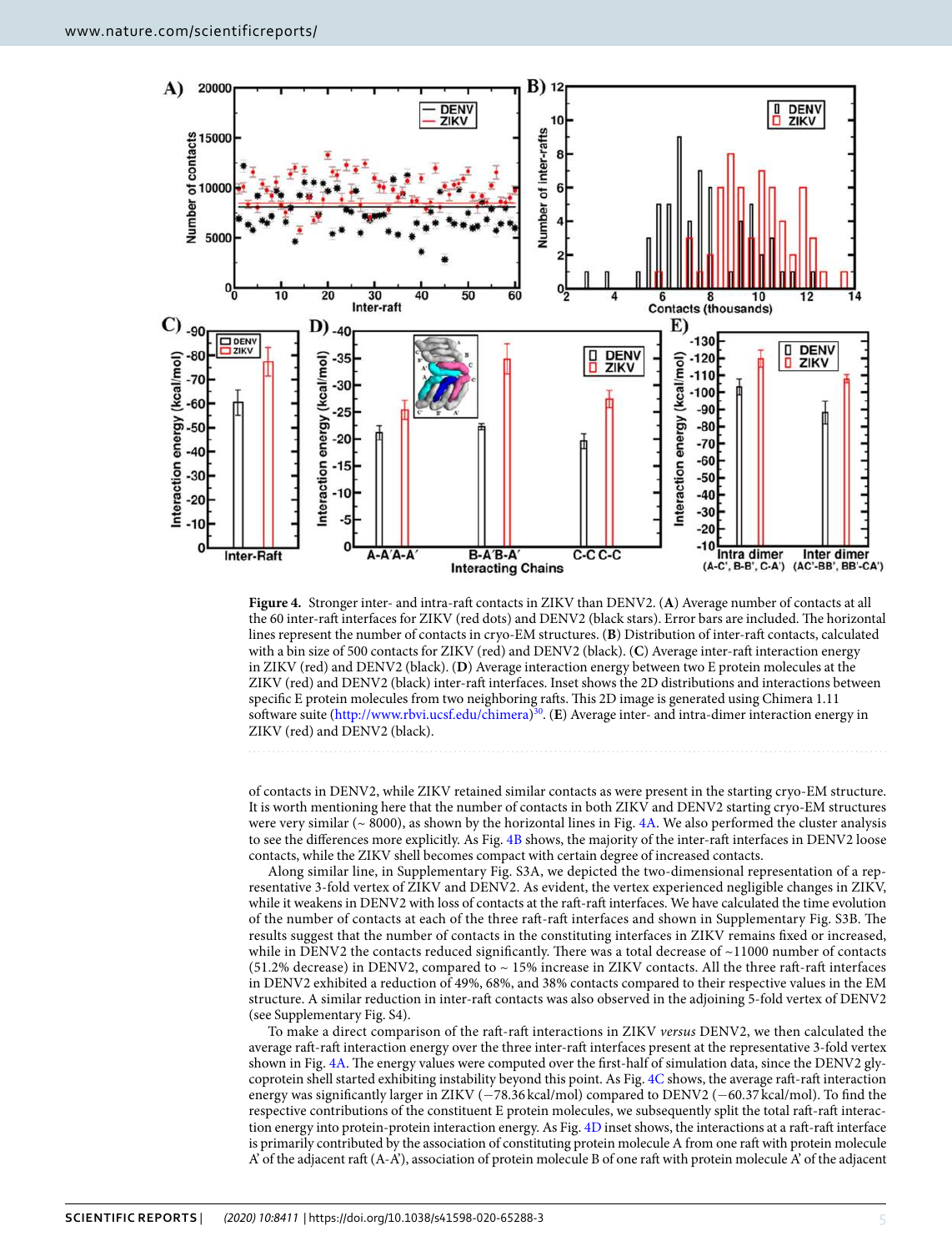**Figure 4.** Stronger inter- and intra-raft contacts in ZIKV than DENV2. (**A**) Average number of contacts at all the 60 inter-raft interfaces for ZIKV (red dots) and DENV2 (black stars). Error bars are included. The horizontal lines represent the number of contacts in cryo-EM structures. (**B**) Distribution of inter-raft contacts, calculated with a bin size of 500 contacts for ZIKV (red) and DENV2 (black). (**C**) Average inter-raft interaction energy in ZIKV (red) and DENV2 (black). (**D**) Average interaction energy between two E protein molecules at the ZIKV (red) and DENV2 (black) inter-raft interfaces. Inset shows the 2D distributions and interactions between specific E protein molecules from two neighboring rafts. This 2D image is generated using Chimera 1.11 software suite (http://www.rbvi.ucsf.edu/chimera)[30]. (**E**) Average inter- and intra-dimer interaction energy in ZIKV (red) and DENV2 (black).

of contacts in DENV2, while ZIKV retained similar contacts as were present in the starting cryo-EM structure. It is worth mentioning here that the number of contacts in both ZIKV and DENV2 starting cryo-EM structures were very similar (~ 8000), as shown by the horizontal lines in Fig. 4A. We also performed the cluster analysis to see the differences more explicitly. As Fig. 4B shows, the majority of the inter-raft interfaces in DENV2 loose contacts, while the ZIKV shell becomes compact with certain degree of increased contacts.

Along similar line, in Supplementary Fig. S3A, we depicted the two-dimensional representation of a representative 3-fold vertex of ZIKV and DENV2. As evident, the vertex experienced negligible changes in ZIKV, while it weakens in DENV2 with loss of contacts at the raft-raft interfaces. We have calculated the time evolution of the number of contacts at each of the three raft-raft interfaces and shown in Supplementary Fig. S3B. The results suggest that the number of contacts in the constituting interfaces in ZIKV remains fixed or increased, while in DENV2 the contacts reduced significantly. There was a total decrease of ~11000 number of contacts (51.2% decrease) in DENV2, compared to ~ 15% increase in ZIKV contacts. All the three raft-raft interfaces in DENV2 exhibited a reduction of 49%, 68%, and 38% contacts compared to their respective values in the EM structure. A similar reduction in inter-raft contacts was also observed in the adjoining 5-fold vertex of DENV2 (see Supplementary Fig. S4).

To make a direct comparison of the raft-raft interactions in ZIKV *versus* DENV2, we then calculated the average raft-raft interaction energy over the three inter-raft interfaces present at the representative 3-fold vertex shown in Fig. 4A. The energy values were computed over the first-half of simulation data, since the DENV2 glycoprotein shell started exhibiting instability beyond this point. As Fig. 4C shows, the average raft-raft interaction energy was significantly larger in ZIKV (−78.36 kcal/mol) compared to DENV2 (−60.37 kcal/mol). To find the respective contributions of the constituent E protein molecules, we subsequently split the total raft-raft interaction energy into protein-protein interaction energy. As Fig. 4D inset shows, the interactions at a raft-raft interface is primarily contributed by the association of constituting protein molecule A from one raft with protein molecule A' of the adjacent raft (A-A'), association of protein molecule B of one raft with protein molecule A' of the adjacent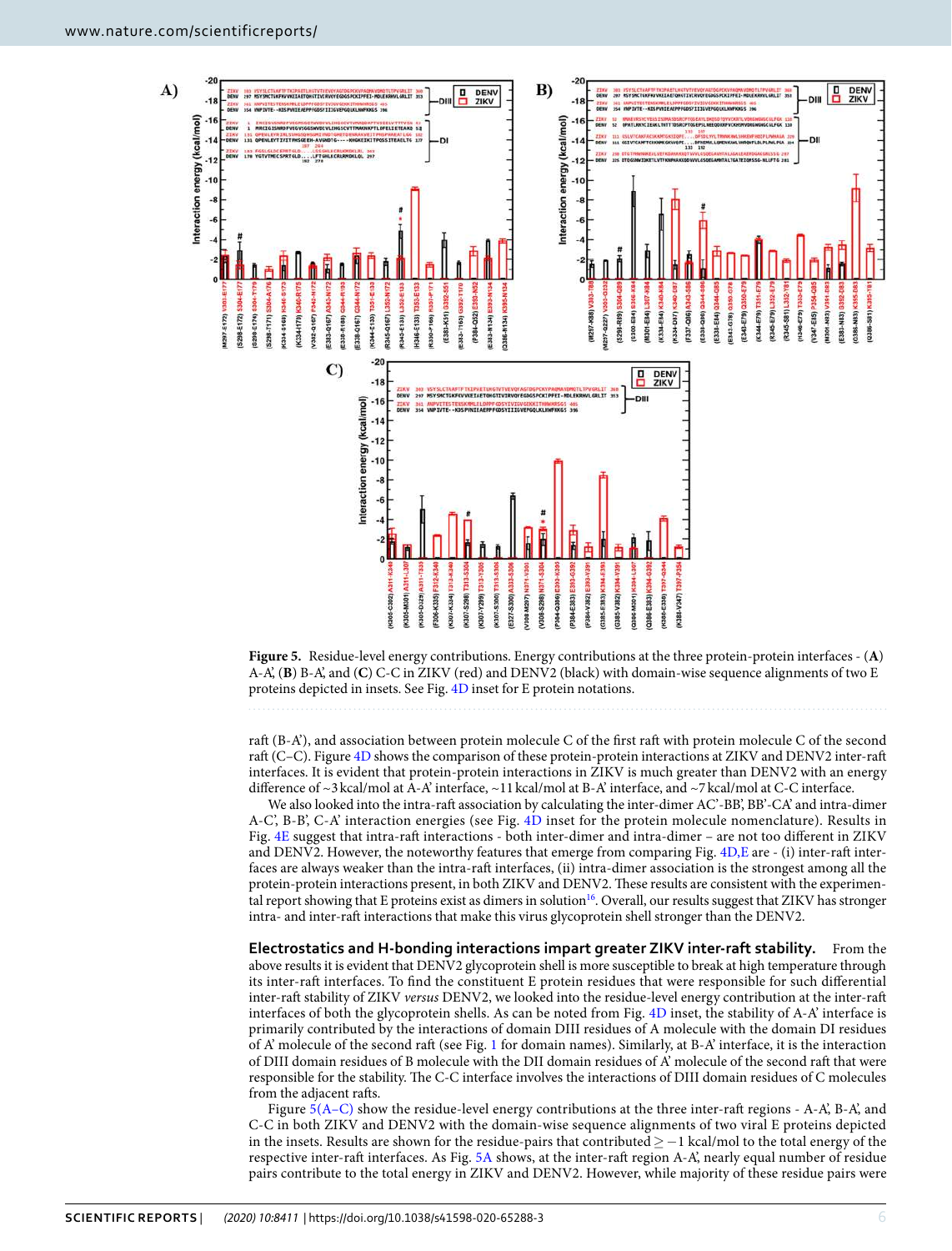**Figure 5.** Residue-level energy contributions. Energy contributions at the three protein-protein interfaces - (**A**) A-A', (**B**) B-A', and (**C**) C-C in ZIKV (red) and DENV2 (black) with domain-wise sequence alignments of two E proteins depicted in insets. See Fig. 4D inset for E protein notations.

raft (B-A'), and association between protein molecule C of the first raft with protein molecule C of the second raft (C–C). Figure 4D shows the comparison of these protein-protein interactions at ZIKV and DENV2 inter-raft interfaces. It is evident that protein-protein interactions in ZIKV is much greater than DENV2 with an energy difference of ~3 kcal/mol at A-A' interface, ~11 kcal/mol at B-A' interface, and ~7 kcal/mol at C-C interface.

We also looked into the intra-raft association by calculating the inter-dimer AC'-BB', BB'-CA' and intra-dimer A-C', B-B', C-A' interaction energies (see Fig. 4D inset for the protein molecule nomenclature). Results in Fig. 4E suggest that intra-raft interactions - both inter-dimer and intra-dimer – are not too different in ZIKV and DENV2. However, the noteworthy features that emerge from comparing Fig. 4D,E are - (i) inter-raft interfaces are always weaker than the intra-raft interfaces, (ii) intra-dimer association is the strongest among all the protein-protein interactions present, in both ZIKV and DENV2. These results are consistent with the experimental report showing that E proteins exist as dimers in solution[16]. Overall, our results suggest that ZIKV has stronger intra- and inter-raft interactions that make this virus glycoprotein shell stronger than the DENV2.

**Electrostatics and H-bonding interactions impart greater ZIKV inter-raft stability.** From the above results it is evident that DENV2 glycoprotein shell is more susceptible to break at high temperature through its inter-raft interfaces. To find the constituent E protein residues that were responsible for such differential inter-raft stability of ZIKV *versus* DENV2, we looked into the residue-level energy contribution at the inter-raft interfaces of both the glycoprotein shells. As can be noted from Fig. 4D inset, the stability of A-A' interface is primarily contributed by the interactions of domain DIII residues of A molecule with the domain DI residues of A' molecule of the second raft (see Fig. 1 for domain names). Similarly, at B-A' interface, it is the interaction of DIII domain residues of B molecule with the DII domain residues of A' molecule of the second raft that were responsible for the stability. The C-C interface involves the interactions of DIII domain residues of C molecules from the adjacent rafts.

Figure 5(A–C) show the residue-level energy contributions at the three inter-raft regions - A-A', B-A', and C-C in both ZIKV and DENV2 with the domain-wise sequence alignments of two viral E proteins depicted in the insets. Results are shown for the residue-pairs that contributed $\geq -1$ kcal/mol to the total energy of the respective inter-raft interfaces. As Fig. 5A shows, at the inter-raft region A-A', nearly equal number of residue pairs contribute to the total energy in ZIKV and DENV2. However, while majority of these residue pairs were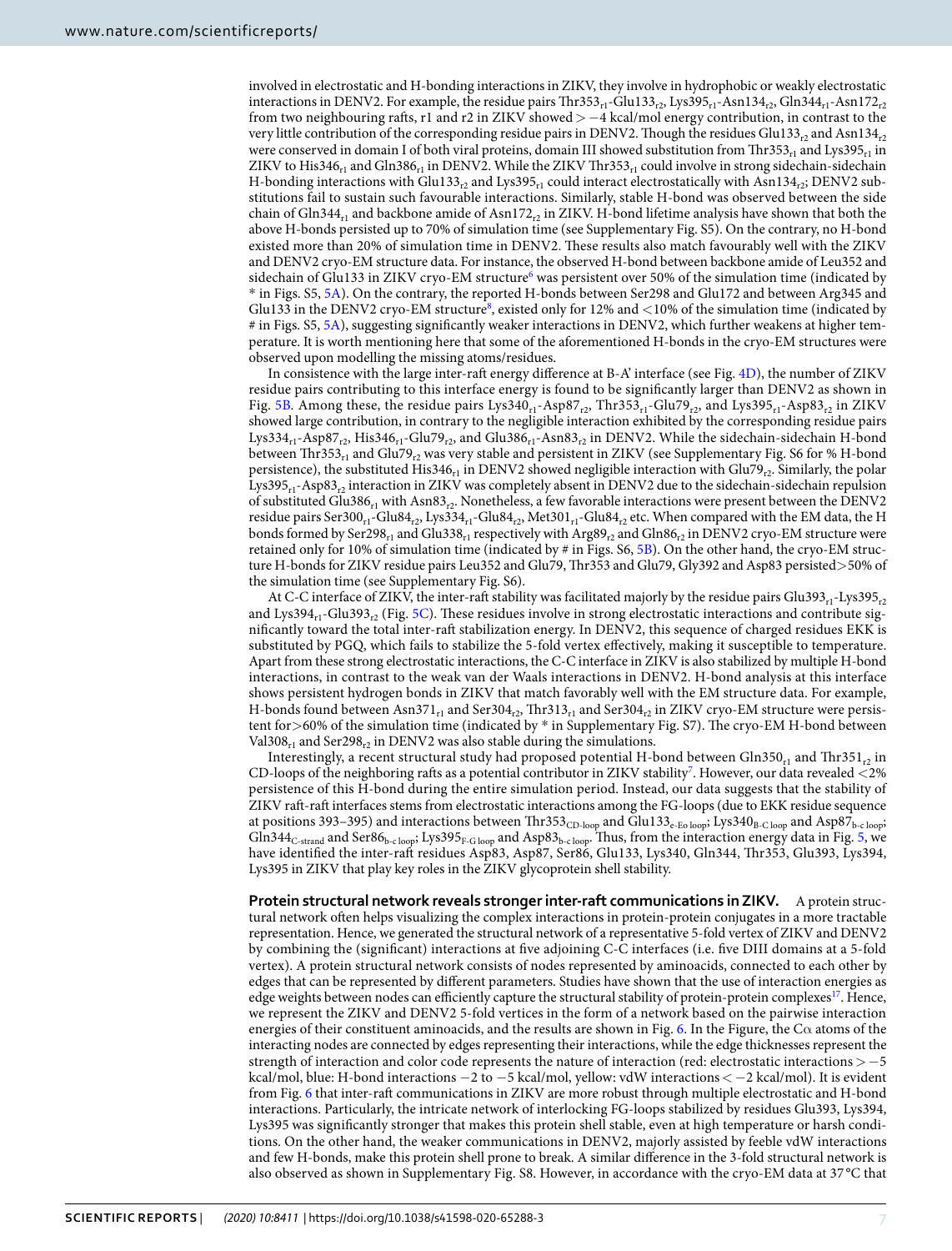involved in electrostatic and H-bonding interactions in ZIKV, they involve in hydrophobic or weakly electrostatic interactions in DENV2. For example, the residue pairs $Thr353_{r1}$-$Glu133_{r2}$, $Lys395_{r1}$-$Asn134_{r2}$, $Gln344_{r1}$-$Asn172_{r2}$ from two neighbouring rafts, r1 and r2 in ZIKV showed > −4 kcal/mol energy contribution, in contrast to the very little contribution of the corresponding residue pairs in DENV2. Though the residues $Glu133_{r2}$ and $Asn134_{r2}$ were conserved in domain I of both viral proteins, domain III showed substitution from $Thr353_{r1}$ and $Lys395_{r1}$ in ZIKV to $His346_{r1}$ and $Gln386_{r1}$ in DENV2. While the ZIKV $Thr353_{r1}$ could involve in strong sidechain-sidechain H-bonding interactions with $Glu133_{r2}$ and $Lys395_{r1}$ could interact electrostatically with $Asn134_{r2}$; DENV2 substitutions fail to sustain such favourable interactions. Similarly, stable H-bond was observed between the side chain of $Gln344_{r1}$ and backbone amide of $Asn172_{r2}$ in ZIKV. H-bond lifetime analysis have shown that both the above H-bonds persisted up to 70% of simulation time (see Supplementary Fig. S5). On the contrary, no H-bond existed more than 20% of simulation time in DENV2. These results also match favourably well with the ZIKV and DENV2 cryo-EM structure data. For instance, the observed H-bond between backbone amide of Leu352 and sidechain of Glu133 in ZIKV cryo-EM structure[6] was persistent over 50% of the simulation time (indicated by * in Figs. S5, 5A). On the contrary, the reported H-bonds between Ser298 and Glu172 and between Arg345 and Glu133 in the DENV2 cryo-EM structure[8], existed only for 12% and <10% of the simulation time (indicated by # in Figs. S5, 5A), suggesting significantly weaker interactions in DENV2, which further weakens at higher temperature. It is worth mentioning here that some of the aforementioned H-bonds in the cryo-EM structures were observed upon modelling the missing atoms/residues.

In consistence with the large inter-raft energy difference at B-A' interface (see Fig. 4D), the number of ZIKV residue pairs contributing to this interface energy is found to be significantly larger than DENV2 as shown in Fig. 5B. Among these, the residue pairs $Lys340_{r1}$-$Asp87_{r2}$, $Thr353_{r1}$-$Glu79_{r2}$, and $Lys395_{r1}$-$Asp83_{r2}$ in ZIKV showed large contribution, in contrary to the negligible interaction exhibited by the corresponding residue pairs $Lys334_{r1}$-$Asp87_{r2}$, $His346_{r1}$-$Glu79_{r2}$, and $Glu386_{r1}$-$Asn83_{r2}$ in DENV2. While the sidechain-sidechain H-bond between $Thr353_{r1}$ and $Glu79_{r2}$ was very stable and persistent in ZIKV (see Supplementary Fig. S6 for % H-bond persistence), the substituted $His346_{r1}$ in DENV2 showed negligible interaction with $Glu79_{r2}$. Similarly, the polar $Lys395_{r1}$-$Asp83_{r2}$ interaction in ZIKV was completely absent in DENV2 due to the sidechain-sidechain repulsion of substituted $Glu386_{r1}$ with $Asn83_{r2}$. Nonetheless, a few favorable interactions were present between the DENV2 residue pairs $Ser300_{r1}$-$Glu84_{r2}$, $Lys334_{r1}$-$Glu84_{r2}$, $Met301_{r1}$-$Glu84_{r2}$ etc. When compared with the EM data, the H bonds formed by $Ser298_{r1}$ and $Glu338_{r1}$ respectively with $Arg89_{r2}$ and $Gln86_{r2}$ in DENV2 cryo-EM structure were retained only for 10% of simulation time (indicated by # in Figs. S6, 5B). On the other hand, the cryo-EM structure H-bonds for ZIKV residue pairs Leu352 and Glu79, Thr353 and Glu79, Gly392 and Asp83 persisted >50% of the simulation time (see Supplementary Fig. S6).

At C-C interface of ZIKV, the inter-raft stability was facilitated majorly by the residue pairs $Glu393_{r1}$-$Lys395_{r2}$ and $Lys394_{r1}$-$Glu393_{r2}$ (Fig. 5C). These residues involve in strong electrostatic interactions and contribute significantly toward the total inter-raft stabilization energy. In DENV2, this sequence of charged residues EKK is substituted by PGQ, which fails to stabilize the 5-fold vertex effectively, making it susceptible to temperature. Apart from these strong electrostatic interactions, the C-C interface in ZIKV is also stabilized by multiple H-bond interactions, in contrast to the weak van der Waals interactions in DENV2. H-bond analysis at this interface shows persistent hydrogen bonds in ZIKV that match favorably well with the EM structure data. For example, H-bonds found between $Asn371_{r1}$ and $Ser304_{r2}$, $Thr313_{r1}$ and $Ser304_{r2}$ in ZIKV cryo-EM structure were persistent for >60% of the simulation time (indicated by * in Supplementary Fig. S7). The cryo-EM H-bond between $Val308_{r1}$ and $Ser298_{r2}$ in DENV2 was also stable during the simulations.

Interestingly, a recent structural study had proposed potential H-bond between $Gln350_{r1}$ and $Thr351_{r2}$ in CD-loops of the neighboring rafts as a potential contributor in ZIKV stability[7]. However, our data revealed <2% persistence of this H-bond during the entire simulation period. Instead, our data suggests that the stability of ZIKV raft-raft interfaces stems from electrostatic interactions among the FG-loops (due to EKK residue sequence at positions 393–395) and interactions between $Thr353_{CD\text{-}loop}$ and $Glu133_{e\text{-}Eo\ loop}$; $Lys340_{B\text{-}C\ loop}$ and $Asp87_{b\text{-}c\ loop}$; $Gln344_{C\text{-}strand}$ and $Ser86_{b\text{-}c\ loop}$; $Lys395_{F\text{-}G\ loop}$ and $Asp83_{b\text{-}c\ loop}$. Thus, from the interaction energy data in Fig. 5, we have identified the inter-raft residues Asp83, Asp87, Ser86, Glu133, Lys340, Gln344, Thr353, Glu393, Lys394, Lys395 in ZIKV that play key roles in the ZIKV glycoprotein shell stability.

**Protein structural network reveals stronger inter-raft communications in ZIKV.** A protein structural network often helps visualizing the complex interactions in protein-protein conjugates in a more tractable representation. Hence, we generated the structural network of a representative 5-fold vertex of ZIKV and DENV2 by combining the (significant) interactions at five adjoining C-C interfaces (i.e. five DIII domains at a 5-fold vertex). A protein structural network consists of nodes represented by aminoacids, connected to each other by edges that can be represented by different parameters. Studies have shown that the use of interaction energies as edge weights between nodes can efficiently capture the structural stability of protein-protein complexes[17]. Hence, we represent the ZIKV and DENV2 5-fold vertices in the form of a network based on the pairwise interaction energies of their constituent aminoacids, and the results are shown in Fig. 6. In the Figure, the Cα atoms of the interacting nodes are connected by edges representing their interactions, while the edge thicknesses represent the strength of interaction and color code represents the nature of interaction (red: electrostatic interactions > −5 kcal/mol, blue: H-bond interactions −2 to −5 kcal/mol, yellow: vdW interactions < −2 kcal/mol). It is evident from Fig. 6 that inter-raft communications in ZIKV are more robust through multiple electrostatic and H-bond interactions. Particularly, the intricate network of interlocking FG-loops stabilized by residues Glu393, Lys394, Lys395 was significantly stronger that makes this protein shell stable, even at high temperature or harsh conditions. On the other hand, the weaker communications in DENV2, majorly assisted by feeble vdW interactions and few H-bonds, make this protein shell prone to break. A similar difference in the 3-fold structural network is also observed as shown in Supplementary Fig. S8. However, in accordance with the cryo-EM data at 37 °C that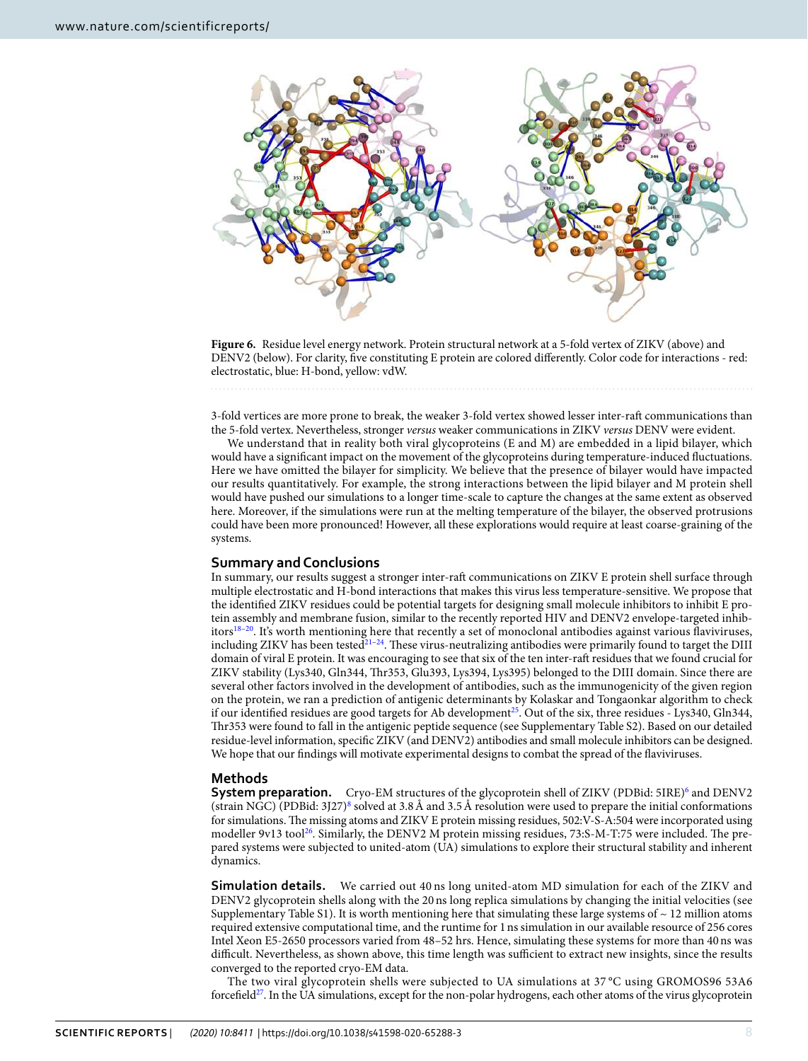**Figure 6.** Residue level energy network. Protein structural network at a 5-fold vertex of ZIKV (above) and DENV2 (below). For clarity, five constituting E protein are colored differently. Color code for interactions - red: electrostatic, blue: H-bond, yellow: vdW.

3-fold vertices are more prone to break, the weaker 3-fold vertex showed lesser inter-raft communications than the 5-fold vertex. Nevertheless, stronger *versus* weaker communications in ZIKV *versus* DENV were evident.

We understand that in reality both viral glycoproteins (E and M) are embedded in a lipid bilayer, which would have a significant impact on the movement of the glycoproteins during temperature-induced fluctuations. Here we have omitted the bilayer for simplicity. We believe that the presence of bilayer would have impacted our results quantitatively. For example, the strong interactions between the lipid bilayer and M protein shell would have pushed our simulations to a longer time-scale to capture the changes at the same extent as observed here. Moreover, if the simulations were run at the melting temperature of the bilayer, the observed protrusions could have been more pronounced! However, all these explorations would require at least coarse-graining of the systems.

## Summary and Conclusions

In summary, our results suggest a stronger inter-raft communications on ZIKV E protein shell surface through multiple electrostatic and H-bond interactions that makes this virus less temperature-sensitive. We propose that the identified ZIKV residues could be potential targets for designing small molecule inhibitors to inhibit E protein assembly and membrane fusion, similar to the recently reported HIV and DENV2 envelope-targeted inhibitors[18–20]. It's worth mentioning here that recently a set of monoclonal antibodies against various flaviviruses, including ZIKV has been tested[21–24]. These virus-neutralizing antibodies were primarily found to target the DIII domain of viral E protein. It was encouraging to see that six of the ten inter-raft residues that we found crucial for ZIKV stability (Lys340, Gln344, Thr353, Glu393, Lys394, Lys395) belonged to the DIII domain. Since there are several other factors involved in the development of antibodies, such as the immunogenicity of the given region on the protein, we ran a prediction of antigenic determinants by Kolaskar and Tongaonkar algorithm to check if our identified residues are good targets for Ab development[25]. Out of the six, three residues - Lys340, Gln344, Thr353 were found to fall in the antigenic peptide sequence (see Supplementary Table S2). Based on our detailed residue-level information, specific ZIKV (and DENV2) antibodies and small molecule inhibitors can be designed. We hope that our findings will motivate experimental designs to combat the spread of the flaviviruses.

## Methods

**System preparation.** Cryo-EM structures of the glycoprotein shell of ZIKV (PDBid: 5IRE)[6] and DENV2 (strain NGC) (PDBid: 3J27)[8] solved at 3.8 Å and 3.5 Å resolution were used to prepare the initial conformations for simulations. The missing atoms and ZIKV E protein missing residues, 502:V-S-A:504 were incorporated using modeller 9v13 tool[26]. Similarly, the DENV2 M protein missing residues, 73:S-M-T:75 were included. The prepared systems were subjected to united-atom (UA) simulations to explore their structural stability and inherent dynamics.

**Simulation details.** We carried out 40 ns long united-atom MD simulation for each of the ZIKV and DENV2 glycoprotein shells along with the 20 ns long replica simulations by changing the initial velocities (see Supplementary Table S1). It is worth mentioning here that simulating these large systems of ~ 12 million atoms required extensive computational time, and the runtime for 1 ns simulation in our available resource of 256 cores Intel Xeon E5-2650 processors varied from 48–52 hrs. Hence, simulating these systems for more than 40 ns was difficult. Nevertheless, as shown above, this time length was sufficient to extract new insights, since the results converged to the reported cryo-EM data.

The two viral glycoprotein shells were subjected to UA simulations at 37 °C using GROMOS96 53A6 forcefield[27]. In the UA simulations, except for the non-polar hydrogens, each other atoms of the virus glycoprotein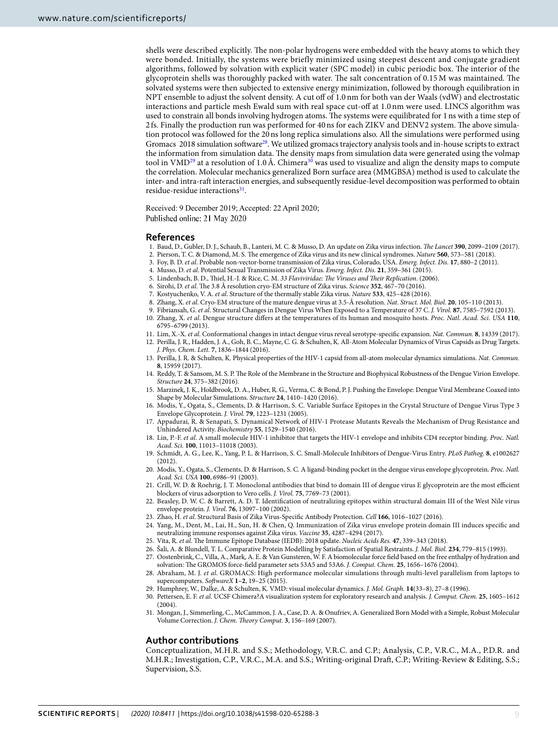shells were described explicitly. The non-polar hydrogens were embedded with the heavy atoms to which they were bonded. Initially, the systems were briefly minimized using steepest descent and conjugate gradient algorithms, followed by solvation with explicit water (SPC model) in cubic periodic box. The interior of the glycoprotein shells was thoroughly packed with water. The salt concentration of 0.15 M was maintained. The solvated systems were then subjected to extensive energy minimization, followed by thorough equilibration in NPT ensemble to adjust the solvent density. A cut off of 1.0 nm for both van der Waals (vdW) and electrostatic interactions and particle mesh Ewald sum with real space cut-off at 1.0 nm were used. LINCS algorithm was used to constrain all bonds involving hydrogen atoms. The systems were equilibrated for 1 ns with a time step of 2 fs. Finally the production run was performed for 40 ns for each ZIKV and DENV2 system. The above simulation protocol was followed for the 20 ns long replica simulations also. All the simulations were performed using Gromacs 2018 simulation software[28]. We utilized gromacs trajectory analysis tools and in-house scripts to extract the information from simulation data. The density maps from simulation data were generated using the volmap tool in VMD[29] at a resolution of 1.0 Å. Chimera[30] was used to visualize and align the density maps to compute the correlation. Molecular mechanics generalized Born surface area (MMGBSA) method is used to calculate the inter- and intra-raft interaction energies, and subsequently residue-level decomposition was performed to obtain residue-residue interactions[31].

Received: 9 December 2019; Accepted: 22 April 2020;
Published online: 21 May 2020

## References

1. Baud, D., Gubler, D. J., Schaub, B., Lanteri, M. C. & Musso, D. An update on Zika virus infection. *The Lancet* **390**, 2099–2109 (2017).
2. Pierson, T. C. & Diamond, M. S. The emergence of Zika virus and its new clinical syndromes. *Nature* **560**, 573–581 (2018).
3. Foy, B. D. *et al*. Probable non-vector-borne transmission of Zika virus, Colorado, USA. *Emerg. Infect. Dis.* **17**, 880–2 (2011).
4. Musso, D. *et al*. Potential Sexual Transmission of Zika Virus. *Emerg. Infect. Dis.* **21**, 359–361 (2015).
5. Lindenbach, B. D., Thiel, H.-J. & Rice, C. M. *33 Flaviviridae: The Viruses and Their Replication*. (2006).
6. Sirohi, D. *et al*. The 3.8 Å resolution cryo-EM structure of Zika virus. *Science* **352**, 467–70 (2016).
7. Kostyuchenko, V. A. *et al*. Structure of the thermally stable Zika virus. *Nature* **533**, 425–428 (2016).
8. Zhang, X. *et al*. Cryo-EM structure of the mature dengue virus at 3.5-Å resolution. *Nat. Struct. Mol. Biol.* **20**, 105–110 (2013).
9. Fibriansah, G. *et al*. Structural Changes in Dengue Virus When Exposed to a Temperature of 37 C. *J. Virol.* **87**, 7585–7592 (2013).
10. Zhang, X. *et al*. Dengue structure differs at the temperatures of its human and mosquito hosts. *Proc. Natl. Acad. Sci. USA* **110**, 6795–6799 (2013).
11. Lim, X.-X. *et al*. Conformational changes in intact dengue virus reveal serotype-specific expansion. *Nat. Commun.* **8**, 14339 (2017).
12. Perilla, J. R., Hadden, J. A., Goh, B. C., Mayne, C. G. & Schulten, K. All-Atom Molecular Dynamics of Virus Capsids as Drug Targets. *J. Phys. Chem. Lett.* **7**, 1836–1844 (2016).
13. Perilla, J. R. & Schulten, K. Physical properties of the HIV-1 capsid from all-atom molecular dynamics simulations. *Nat. Commun.* **8**, 15959 (2017).
14. Reddy, T. & Sansom, M. S. P. The Role of the Membrane in the Structure and Biophysical Robustness of the Dengue Virion Envelope. *Structure* **24**, 375–382 (2016).
15. Marzinek, J. K., Holdbrook, D. A., Huber, R. G., Verma, C. & Bond, P. J. Pushing the Envelope: Dengue Viral Membrane Coaxed into Shape by Molecular Simulations. *Structure* **24**, 1410–1420 (2016).
16. Modis, Y., Ogata, S., Clements, D. & Harrison, S. C. Variable Surface Epitopes in the Crystal Structure of Dengue Virus Type 3 Envelope Glycoprotein. *J. Virol.* **79**, 1223–1231 (2005).
17. Appadurai, R. & Senapati, S. Dynamical Network of HIV-1 Protease Mutants Reveals the Mechanism of Drug Resistance and Unhindered Activity. *Biochemistry* **55**, 1529–1540 (2016).
18. Lin, P.-F. *et al*. A small molecule HIV-1 inhibitor that targets the HIV-1 envelope and inhibits CD4 receptor binding. *Proc. Natl. Acad. Sci.* **100**, 11013–11018 (2003).
19. Schmidt, A. G., Lee, K., Yang, P. L. & Harrison, S. C. Small-Molecule Inhibitors of Dengue-Virus Entry. *PLoS Pathog.* **8**, e1002627 (2012).
20. Modis, Y., Ogata, S., Clements, D. & Harrison, S. C. A ligand-binding pocket in the dengue virus envelope glycoprotein. *Proc. Natl. Acad. Sci. USA* **100**, 6986–91 (2003).
21. Crill, W. D. & Roehrig, J. T. Monoclonal antibodies that bind to domain III of dengue virus E glycoprotein are the most efficient blockers of virus adsorption to Vero cells. *J. Virol.* **75**, 7769–73 (2001).
22. Beasley, D. W. C. & Barrett, A. D. T. Identification of neutralizing epitopes within structural domain III of the West Nile virus envelope protein. *J. Virol.* **76**, 13097–100 (2002).
23. Zhao, H. *et al*. Structural Basis of Zika Virus-Specific Antibody Protection. *Cell* **166**, 1016–1027 (2016).
24. Yang, M., Dent, M., Lai, H., Sun, H. & Chen, Q. Immunization of Zika virus envelope protein domain III induces specific and neutralizing immune responses against Zika virus. *Vaccine* **35**, 4287–4294 (2017).
25. Vita, R. *et al*. The Immune Epitope Database (IEDB): 2018 update. *Nucleic Acids Res.* **47**, 339–343 (2018).
26. Šali, A. & Blundell, T. L. Comparative Protein Modelling by Satisfaction of Spatial Restraints. *J. Mol. Biol.* **234**, 779–815 (1993).
27. Oostenbrink, C., Villa, A., Mark, A. E. & Van Gunsteren, W. F. A biomolecular force field based on the free enthalpy of hydration and solvation: The GROMOS force-field parameter sets 53A5 and 53A6. *J. Comput. Chem.* **25**, 1656–1676 (2004).
28. Abraham, M. J. *et al*. GROMACS: High performance molecular simulations through multi-level parallelism from laptops to supercomputers. *SoftwareX* **1–2**, 19–25 (2015).
29. Humphrey, W., Dalke, A. & Schulten, K. VMD: visual molecular dynamics. *J. Mol. Graph.* **14**(33–8), 27–8 (1996).
30. Pettersen, E. F. *et al*. UCSF Chimera?A visualization system for exploratory research and analysis. *J. Comput. Chem.* **25**, 1605–1612 (2004).
31. Mongan, J., Simmerling, C., McCammon, J. A., Case, D. A. & Onufriev, A. Generalized Born Model with a Simple, Robust Molecular Volume Correction. *J. Chem. Theory Comput.* **3**, 156–169 (2007).

## Author contributions

Conceptualization, M.H.R. and S.S.; Methodology, V.R.C. and C.P.; Analysis, C.P., V.R.C., M.A., P.D.R. and M.H.R.; Investigation, C.P., V.R.C., M.A. and S.S.; Writing-original Draft, C.P.; Writing-Review & Editing, S.S.; Supervision, S.S.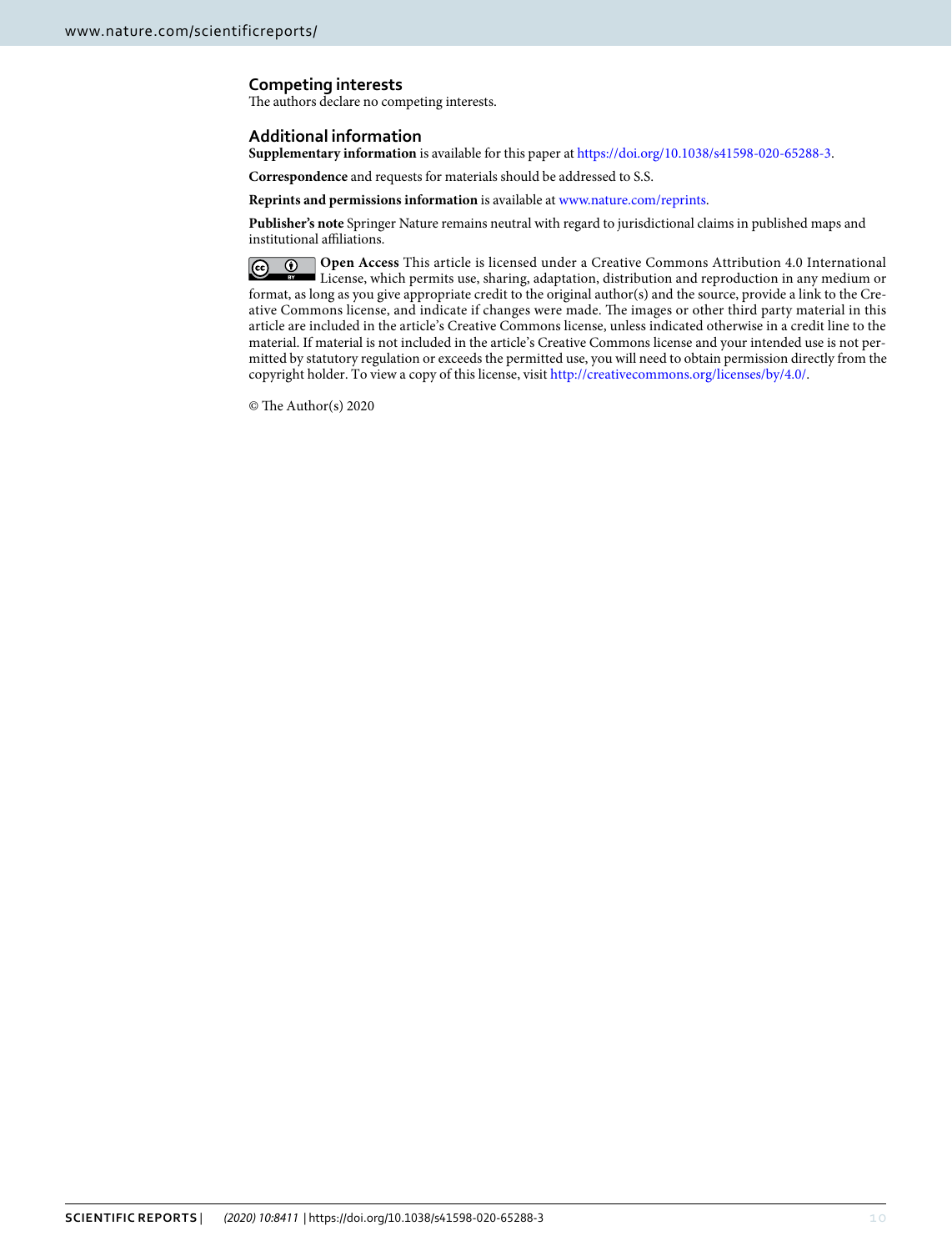## Competing interests

The authors declare no competing interests.

## Additional information

**Supplementary information** is available for this paper at https://doi.org/10.1038/s41598-020-65288-3.

**Correspondence** and requests for materials should be addressed to S.S.

**Reprints and permissions information** is available at www.nature.com/reprints.

**Publisher's note** Springer Nature remains neutral with regard to jurisdictional claims in published maps and institutional affiliations.

**Open Access** This article is licensed under a Creative Commons Attribution 4.0 International License, which permits use, sharing, adaptation, distribution and reproduction in any medium or format, as long as you give appropriate credit to the original author(s) and the source, provide a link to the Creative Commons license, and indicate if changes were made. The images or other third party material in this article are included in the article's Creative Commons license, unless indicated otherwise in a credit line to the material. If material is not included in the article's Creative Commons license and your intended use is not permitted by statutory regulation or exceeds the permitted use, you will need to obtain permission directly from the copyright holder. To view a copy of this license, visit http://creativecommons.org/licenses/by/4.0/.

© The Author(s) 2020